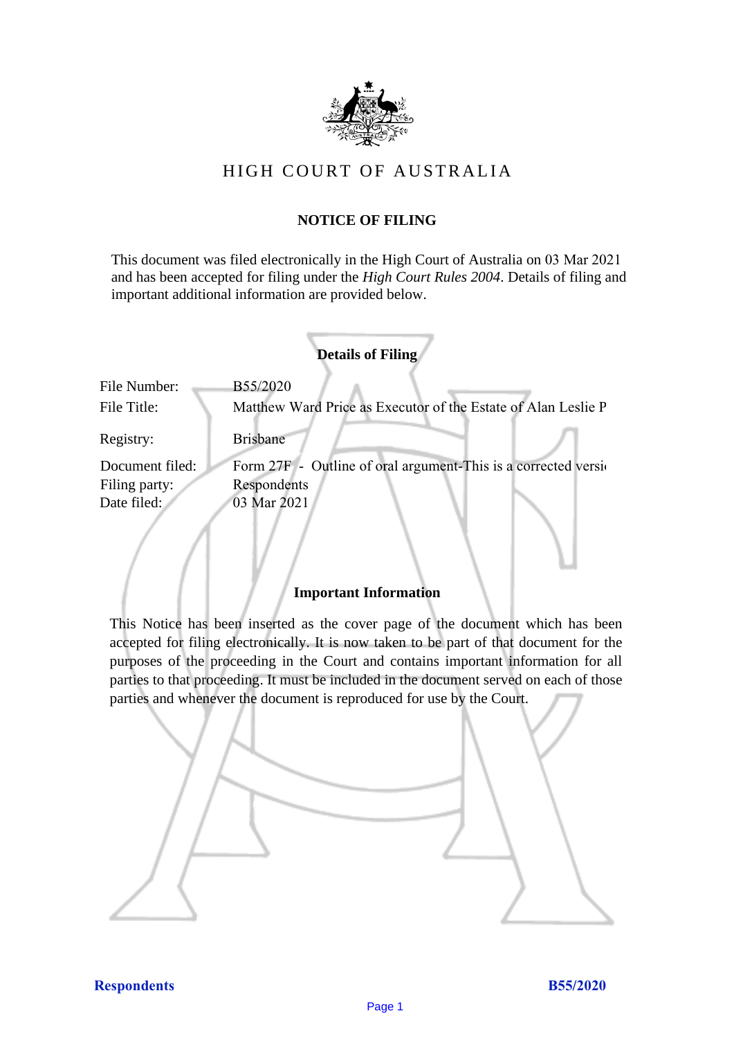# HIGH COURT OF AUSTRALIA

## NOTICE OF FILING

This document was filed electronically in the High Court of Australia on 03 Mar 2021 and has been accepted for filing under the *High Court Rules 2004*. Details of filing and important additional information are provided below.

### Details of Filing

| | |
|---|---|
| File Number: | B55/2020 |
| File Title: | Matthew Ward Price as Executor of the Estate of Alan Leslie P |
| Registry: | Brisbane |
| Document filed: | Form 27F - Outline of oral argument-This is a corrected versi |
| Filing party: | Respondents |
| Date filed: | 03 Mar 2021 |

### Important Information

This Notice has been inserted as the cover page of the document which has been accepted for filing electronically. It is now taken to be part of that document for the purposes of the proceeding in the Court and contains important information for all parties to that proceeding. It must be included in the document served on each of those parties and whenever the document is reproduced for use by the Court.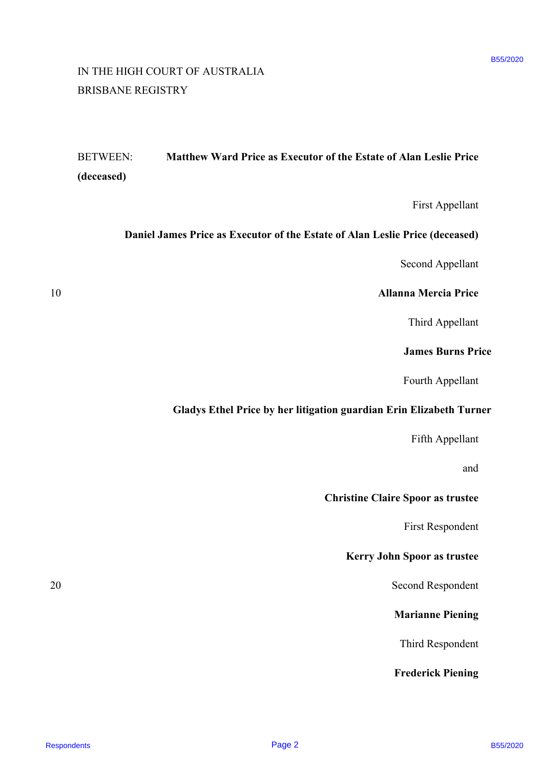IN THE HIGH COURT OF AUSTRALIA
BRISBANE REGISTRY

BETWEEN: **Matthew Ward Price as Executor of the Estate of Alan Leslie Price (deceased)**

First Appellant

**Daniel James Price as Executor of the Estate of Alan Leslie Price (deceased)**

Second Appellant

**Allanna Mercia Price**

Third Appellant

**James Burns Price**

Fourth Appellant

**Gladys Ethel Price by her litigation guardian Erin Elizabeth Turner**

Fifth Appellant

and

**Christine Claire Spoor as trustee**

First Respondent

**Kerry John Spoor as trustee**

Second Respondent

**Marianne Piening**

Third Respondent

**Frederick Piening**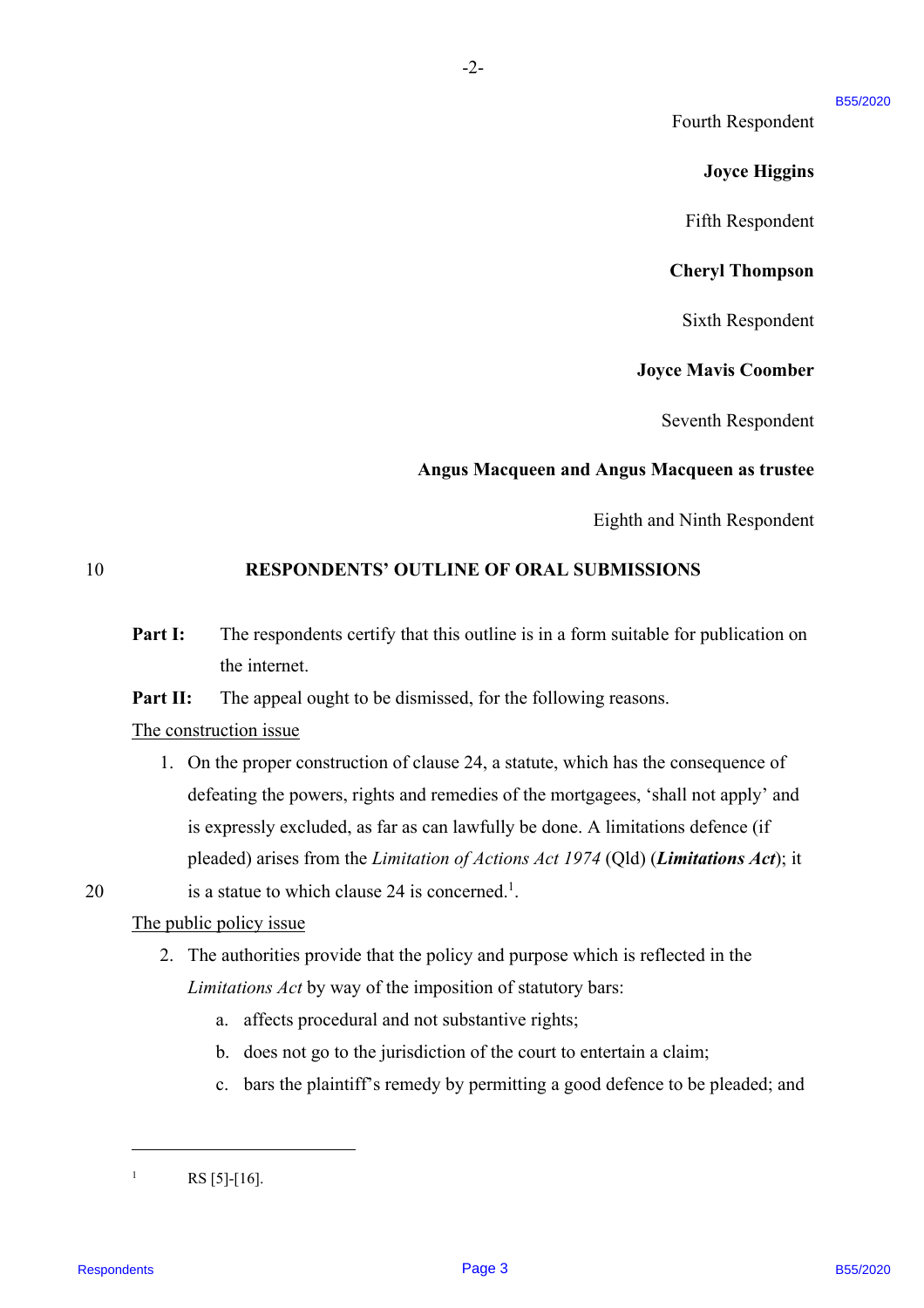Fourth Respondent

**Joyce Higgins**

Fifth Respondent

**Cheryl Thompson**

Sixth Respondent

**Joyce Mavis Coomber**

Seventh Respondent

**Angus Macqueen and Angus Macqueen as trustee**

Eighth and Ninth Respondent

## RESPONDENTS' OUTLINE OF ORAL SUBMISSIONS

**Part I:** The respondents certify that this outline is in a form suitable for publication on the internet.

**Part II:** The appeal ought to be dismissed, for the following reasons.

The construction issue

1. On the proper construction of clause 24, a statute, which has the consequence of defeating the powers, rights and remedies of the mortgagees, 'shall not apply' and is expressly excluded, as far as can lawfully be done. A limitations defence (if pleaded) arises from the *Limitation of Actions Act 1974* (Qld) (***Limitations Act***); it is a statue to which clause 24 is concerned.[1].

The public policy issue

2. The authorities provide that the policy and purpose which is reflected in the *Limitations Act* by way of the imposition of statutory bars:
   a. affects procedural and not substantive rights;
   b. does not go to the jurisdiction of the court to entertain a claim;
   c. bars the plaintiff's remedy by permitting a good defence to be pleaded; and

---

[1] RS [5]-[16].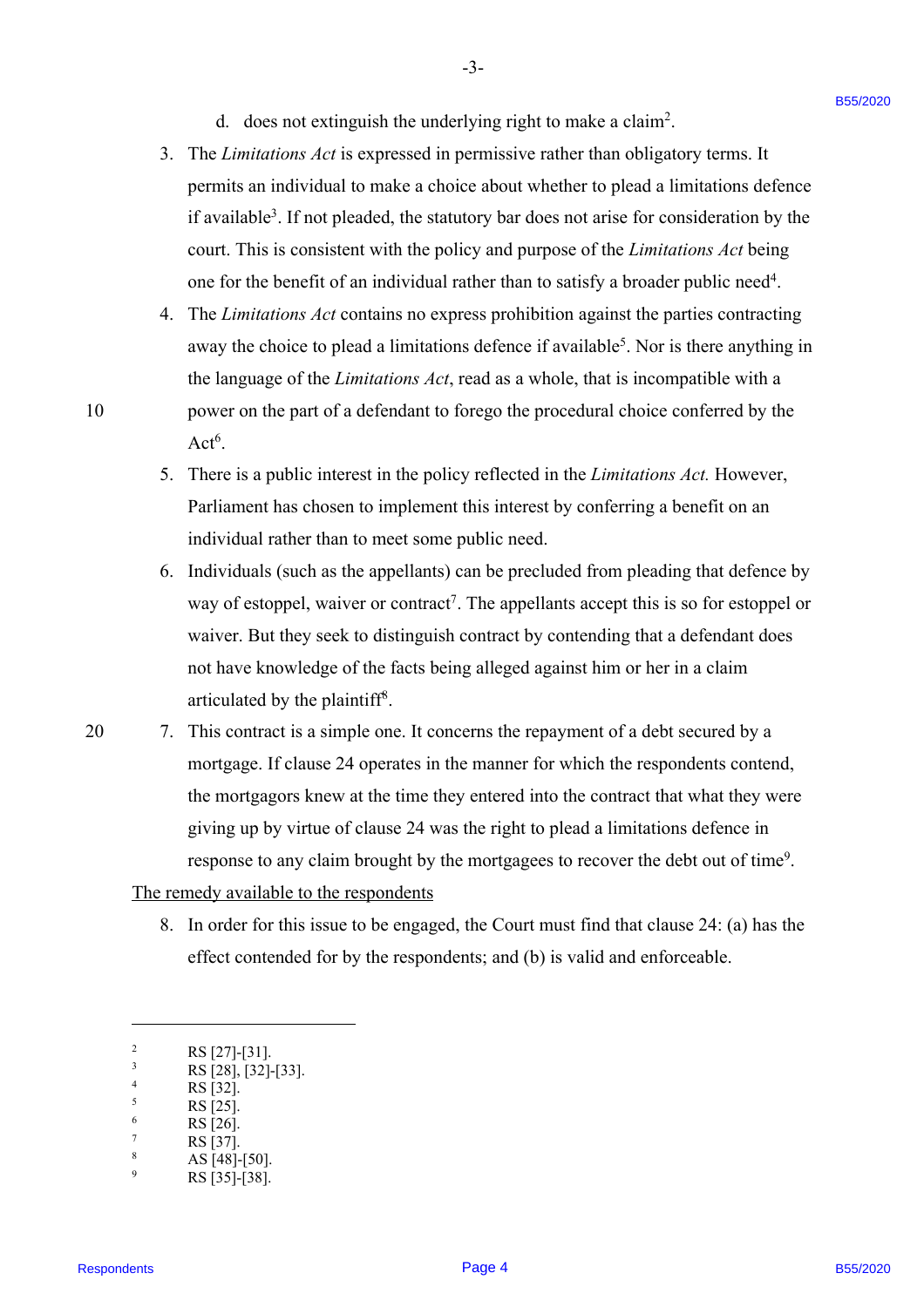d. does not extinguish the underlying right to make a claim[2].

3. The *Limitations Act* is expressed in permissive rather than obligatory terms. It permits an individual to make a choice about whether to plead a limitations defence if available[3]. If not pleaded, the statutory bar does not arise for consideration by the court. This is consistent with the policy and purpose of the *Limitations Act* being one for the benefit of an individual rather than to satisfy a broader public need[4].

4. The *Limitations Act* contains no express prohibition against the parties contracting away the choice to plead a limitations defence if available[5]. Nor is there anything in the language of the *Limitations Act*, read as a whole, that is incompatible with a power on the part of a defendant to forego the procedural choice conferred by the Act[6].

5. There is a public interest in the policy reflected in the *Limitations Act.* However, Parliament has chosen to implement this interest by conferring a benefit on an individual rather than to meet some public need.

6. Individuals (such as the appellants) can be precluded from pleading that defence by way of estoppel, waiver or contract[7]. The appellants accept this is so for estoppel or waiver. But they seek to distinguish contract by contending that a defendant does not have knowledge of the facts being alleged against him or her in a claim articulated by the plaintiff[8].

7. This contract is a simple one. It concerns the repayment of a debt secured by a mortgage. If clause 24 operates in the manner for which the respondents contend, the mortgagors knew at the time they entered into the contract that what they were giving up by virtue of clause 24 was the right to plead a limitations defence in response to any claim brought by the mortgagees to recover the debt out of time[9].

<u>The remedy available to the respondents</u>

8. In order for this issue to be engaged, the Court must find that clause 24: (a) has the effect contended for by the respondents; and (b) is valid and enforceable.

---

[2] RS [27]-[31].
[3] RS [28], [32]-[33].
[4] RS [32].
[5] RS [25].
[6] RS [26].
[7] RS [37].
[8] AS [48]-[50].
[9] RS [35]-[38].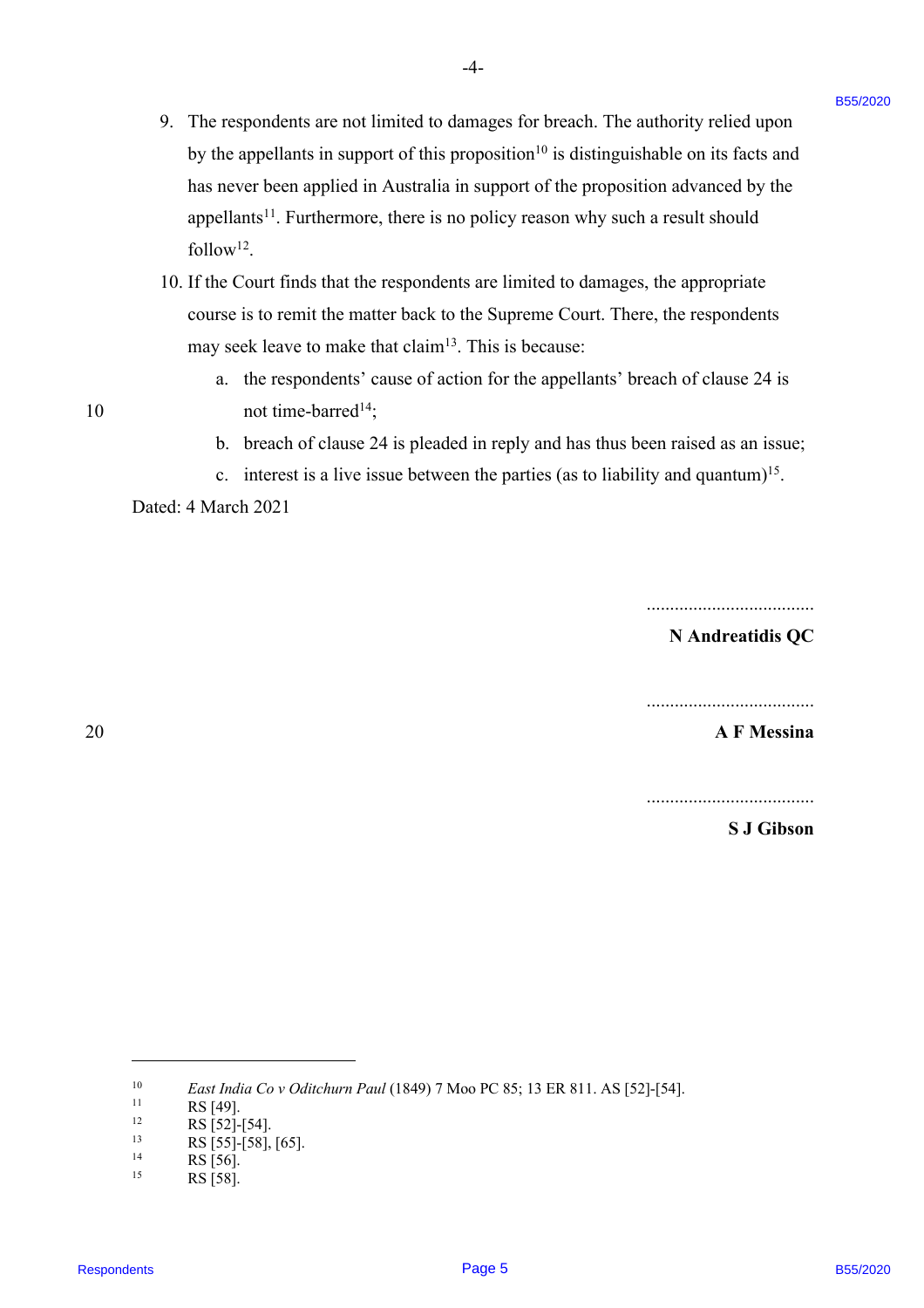9. The respondents are not limited to damages for breach. The authority relied upon by the appellants in support of this proposition[10] is distinguishable on its facts and has never been applied in Australia in support of the proposition advanced by the appellants[11]. Furthermore, there is no policy reason why such a result should follow[12].

10. If the Court finds that the respondents are limited to damages, the appropriate course is to remit the matter back to the Supreme Court. There, the respondents may seek leave to make that claim[13]. This is because:

    a. the respondents' cause of action for the appellants' breach of clause 24 is not time-barred[14];

    b. breach of clause 24 is pleaded in reply and has thus been raised as an issue;

    c. interest is a live issue between the parties (as to liability and quantum)[15].

Dated: 4 March 2021

....................................

**N Andreatidis QC**

....................................

**A F Messina**

....................................

**S J Gibson**

---

[10] *East India Co v Oditchurn Paul* (1849) 7 Moo PC 85; 13 ER 811. AS [52]-[54].

[11] RS [49].

[12] RS [52]-[54].

[13] RS [55]-[58], [65].

[14] RS [56].

[15] RS [58].